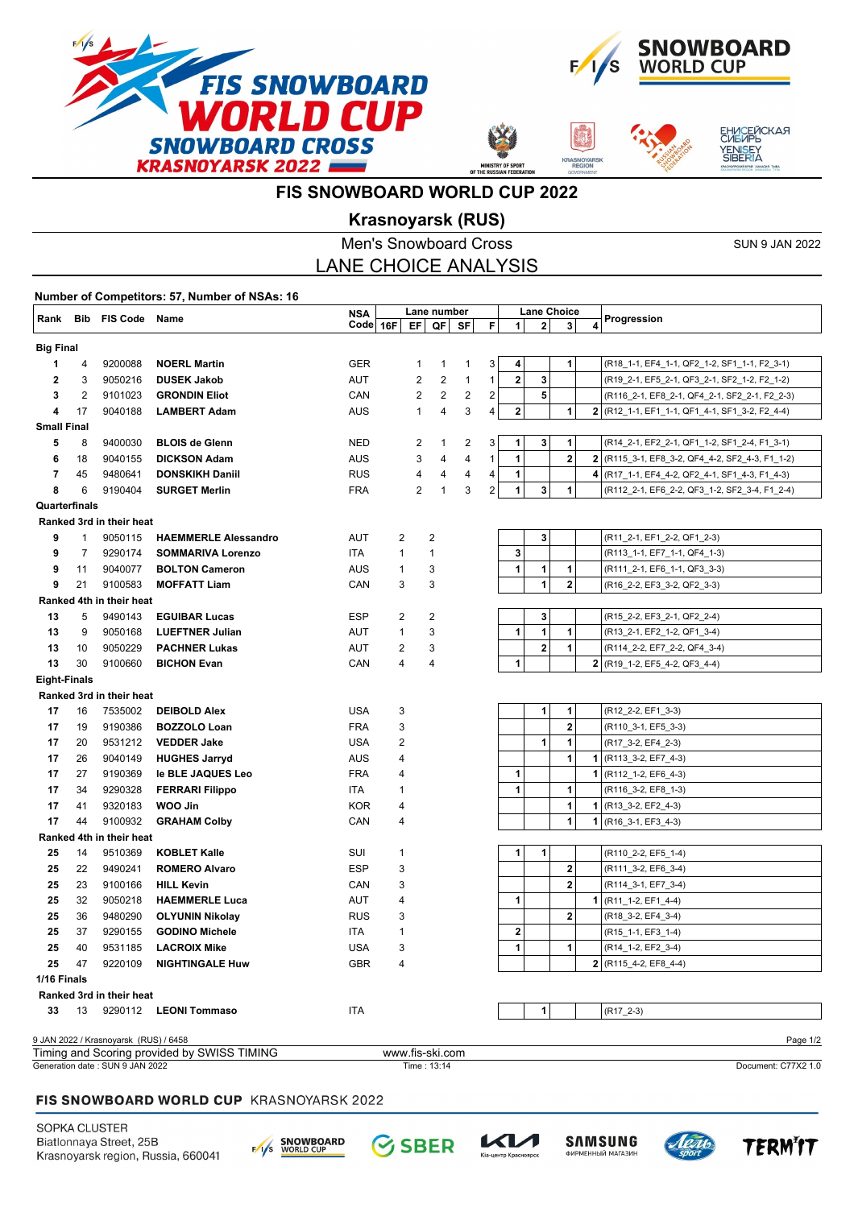# FIS SNOWBOARD WORLD CUP 2022

## Krasnoyarsk (RUS)

### Men's Snowboard Cross

SUN 9 JAN 2022

### LANE CHOICE ANALYSIS

**Number of Competitors: 57, Number of NSAs: 16**

| Rank | Bib | FIS Code | Name | NSA Code | Lane number 16F | EF | QF | SF | F | Lane Choice 1 | 2 | 3 | 4 | Progression |
|---|---|---|---|---|---|---|---|---|---|---|---|---|---|---|
| **Big Final** | | | | | | | | | | | | | | |
| 1 | 4 | 9200088 | **NOERL Martin** | GER | | 1 | 1 | 1 | 3 | 4 | | 1 | | (R18_1-1, EF4_1-1, QF2_1-2, SF1_1-1, F2_3-1) |
| 2 | 3 | 9050216 | **DUSEK Jakob** | AUT | | 2 | 2 | 1 | 1 | 2 | 3 | | | (R19_2-1, EF5_2-1, QF3_2-1, SF2_1-2, F2_1-2) |
| 3 | 2 | 9101023 | **GRONDIN Eliot** | CAN | | 2 | 2 | 2 | 2 | | 5 | | | (R116_2-1, EF8_2-1, QF4_2-1, SF2_2-1, F2_2-3) |
| 4 | 17 | 9040188 | **LAMBERT Adam** | AUS | | 1 | 4 | 3 | 4 | 2 | | 1 | 2 | (R12_1-1, EF1_1-1, QF1_4-1, SF1_3-2, F2_4-4) |
| **Small Final** | | | | | | | | | | | | | | |
| 5 | 8 | 9400030 | **BLOIS de Glenn** | NED | | 2 | 1 | 2 | 3 | 1 | 3 | 1 | | (R14_2-1, EF2_2-1, QF1_1-2, SF1_2-4, F1_3-1) |
| 6 | 18 | 9040155 | **DICKSON Adam** | AUS | | 3 | 4 | 4 | 1 | 1 | | 2 | 2 | (R115_3-1, EF8_3-2, QF4_4-2, SF2_4-3, F1_1-2) |
| 7 | 45 | 9480641 | **DONSKIKH Daniil** | RUS | | 4 | 4 | 4 | 4 | 1 | | | 4 | (R17_1-1, EF4_4-2, QF2_4-1, SF1_4-3, F1_4-3) |
| 8 | 6 | 9190404 | **SURGET Merlin** | FRA | | 2 | 1 | 3 | 2 | 1 | 3 | 1 | | (R112_2-1, EF6_2-2, QF3_1-2, SF2_3-4, F1_2-4) |
| **Quarterfinals** | | | | | | | | | | | | | | |
| **Ranked 3rd in their heat** | | | | | | | | | | | | | | |
| 9 | 1 | 9050115 | **HAEMMERLE Alessandro** | AUT | 2 | 2 | | | | | 3 | | | (R11_2-1, EF1_2-2, QF1_2-3) |
| 9 | 7 | 9290174 | **SOMMARIVA Lorenzo** | ITA | 1 | 1 | | | | 3 | | | | (R113_1-1, EF7_1-1, QF4_1-3) |
| 9 | 11 | 9040077 | **BOLTON Cameron** | AUS | 1 | 3 | | | | 1 | 1 | 1 | | (R111_2-1, EF6_1-1, QF3_3-3) |
| 9 | 21 | 9100583 | **MOFFATT Liam** | CAN | 3 | 3 | | | | | 1 | 2 | | (R16_2-2, EF3_3-2, QF2_3-3) |
| **Ranked 4th in their heat** | | | | | | | | | | | | | | |
| 13 | 5 | 9490143 | **EGUIBAR Lucas** | ESP | 2 | 2 | | | | | 3 | | | (R15_2-2, EF3_2-1, QF2_2-4) |
| 13 | 9 | 9050168 | **LUEFTNER Julian** | AUT | 1 | 3 | | | | 1 | 1 | 1 | | (R13_2-1, EF2_1-2, QF1_3-4) |
| 13 | 10 | 9050229 | **PACHNER Lukas** | AUT | 2 | 3 | | | | | 2 | 1 | | (R114_2-2, EF7_2-2, QF4_3-4) |
| 13 | 30 | 9100660 | **BICHON Evan** | CAN | 4 | 4 | | | | 1 | | | 2 | (R19_1-2, EF5_4-2, QF3_4-4) |
| **Eight-Finals** | | | | | | | | | | | | | | |
| **Ranked 3rd in their heat** | | | | | | | | | | | | | | |
| 17 | 16 | 7535002 | **DEIBOLD Alex** | USA | 3 | | | | | | 1 | 1 | | (R12_2-2, EF1_3-3) |
| 17 | 19 | 9190386 | **BOZZOLO Loan** | FRA | 3 | | | | | | | 2 | | (R110_3-1, EF5_3-3) |
| 17 | 20 | 9531212 | **VEDDER Jake** | USA | 2 | | | | | | 1 | 1 | | (R17_3-2, EF4_2-3) |
| 17 | 26 | 9040149 | **HUGHES Jarryd** | AUS | 4 | | | | | | | 1 | 1 | (R113_3-2, EF7_4-3) |
| 17 | 27 | 9190369 | **le BLE JAQUES Leo** | FRA | 4 | | | | | 1 | | | 1 | (R112_1-2, EF6_4-3) |
| 17 | 34 | 9290328 | **FERRARI Filippo** | ITA | 1 | | | | | 1 | | 1 | | (R116_3-2, EF8_1-3) |
| 17 | 41 | 9320183 | **WOO Jin** | KOR | 4 | | | | | | | 1 | 1 | (R13_3-2, EF2_4-3) |
| 17 | 44 | 9100932 | **GRAHAM Colby** | CAN | 4 | | | | | | | 1 | 1 | (R16_3-1, EF3_4-3) |
| **Ranked 4th in their heat** | | | | | | | | | | | | | | |
| 25 | 14 | 9510369 | **KOBLET Kalle** | SUI | 1 | | | | | 1 | 1 | | | (R110_2-2, EF5_1-4) |
| 25 | 22 | 9490241 | **ROMERO Alvaro** | ESP | 3 | | | | | | | 2 | | (R111_3-2, EF6_3-4) |
| 25 | 23 | 9100166 | **HILL Kevin** | CAN | 3 | | | | | | | 2 | | (R114_3-1, EF7_3-4) |
| 25 | 32 | 9050218 | **HAEMMERLE Luca** | AUT | 4 | | | | | 1 | | | 1 | (R11_1-2, EF1_4-4) |
| 25 | 36 | 9480290 | **OLYUNIN Nikolay** | RUS | 3 | | | | | | | 2 | | (R18_3-2, EF4_3-4) |
| 25 | 37 | 9290155 | **GODINO Michele** | ITA | 1 | | | | | 2 | | | | (R15_1-1, EF3_1-4) |
| 25 | 40 | 9531185 | **LACROIX Mike** | USA | 3 | | | | | 1 | | 1 | | (R14_1-2, EF2_3-4) |
| 25 | 47 | 9220109 | **NIGHTINGALE Huw** | GBR | 4 | | | | | | | | 2 | (R115_4-2, EF8_4-4) |
| **1/16 Finals** | | | | | | | | | | | | | | |
| **Ranked 3rd in their heat** | | | | | | | | | | | | | | |
| 33 | 13 | 9290112 | **LEONI Tommaso** | ITA | | | | | | | 1 | | | (R17_2-3) |

9 JAN 2022 / Krasnoyarsk (RUS) / 6458

Timing and Scoring provided by SWISS TIMING — www.fis-ski.com

Generation date : SUN 9 JAN 2022 — Time : 13:14 — Document: C77X2 1.0

FIS SNOWBOARD WORLD CUP KRASNOYARSK 2022

SOPKA CLUSTER
Biatlonnaya Street, 25B
Krasnoyarsk region, Russia, 660041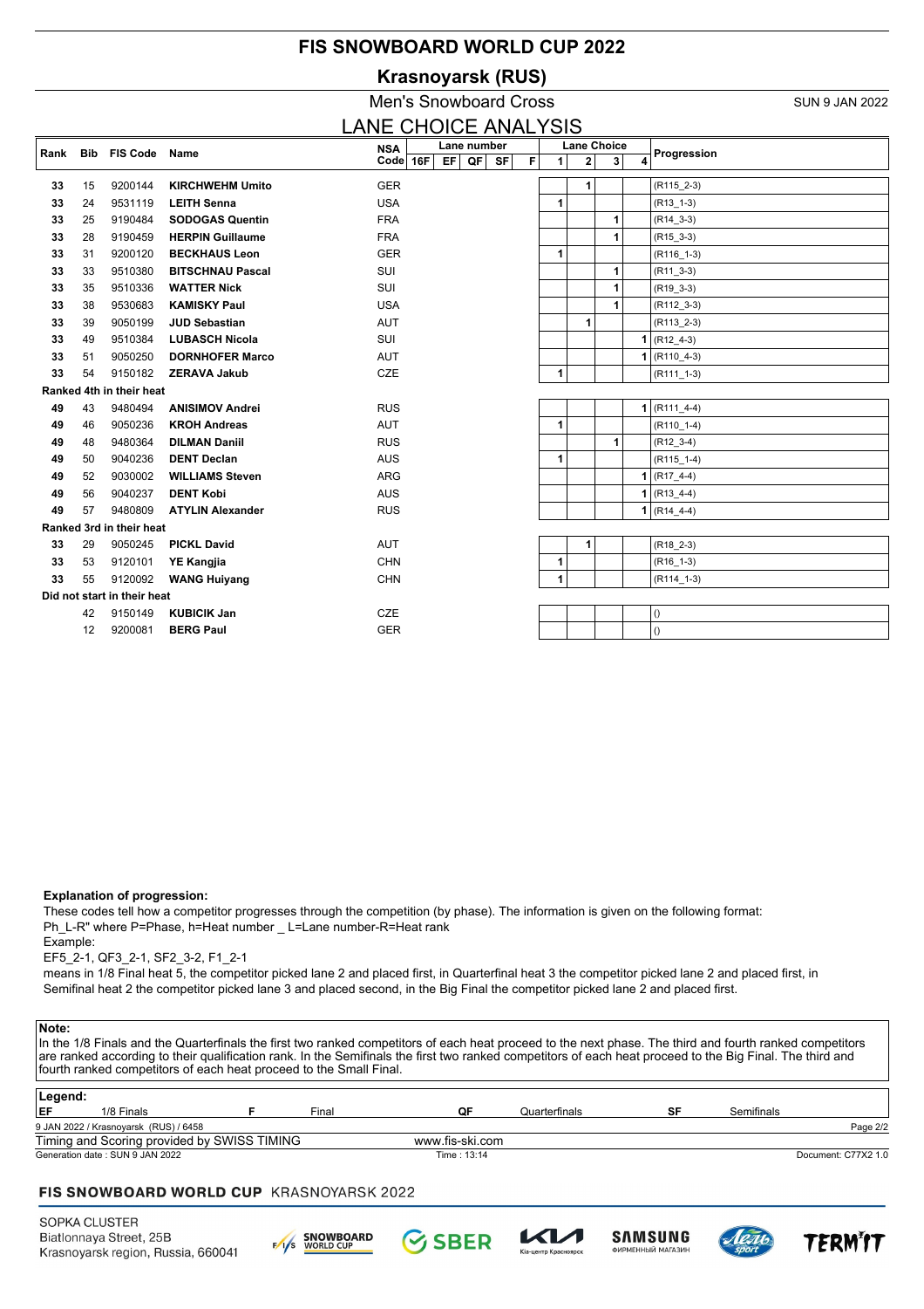# FIS SNOWBOARD WORLD CUP 2022

## Krasnoyarsk (RUS)

### Men's Snowboard Cross

SUN 9 JAN 2022

### LANE CHOICE ANALYSIS

| Rank | Bib | FIS Code | Name | NSA Code | Lane number 16F | EF | QF | SF | F | Lane Choice 1 | 2 | 3 | 4 | Progression |
|---|---|---|---|---|---|---|---|---|---|---|---|---|---|---|
| 33 | 15 | 9200144 | **KIRCHWEHM Umito** | GER | | | | | | | 1 | | | (R115_2-3) |
| 33 | 24 | 9531119 | **LEITH Senna** | USA | | | | | | 1 | | | | (R13_1-3) |
| 33 | 25 | 9190484 | **SODOGAS Quentin** | FRA | | | | | | | | 1 | | (R14_3-3) |
| 33 | 28 | 9190459 | **HERPIN Guillaume** | FRA | | | | | | | | 1 | | (R15_3-3) |
| 33 | 31 | 9200120 | **BECKHAUS Leon** | GER | | | | | | 1 | | | | (R116_1-3) |
| 33 | 33 | 9510380 | **BITSCHNAU Pascal** | SUI | | | | | | | | 1 | | (R11_3-3) |
| 33 | 35 | 9510336 | **WATTER Nick** | SUI | | | | | | | | 1 | | (R19_3-3) |
| 33 | 38 | 9530683 | **KAMISKY Paul** | USA | | | | | | | | 1 | | (R112_3-3) |
| 33 | 39 | 9050199 | **JUD Sebastian** | AUT | | | | | | | 1 | | | (R113_2-3) |
| 33 | 49 | 9510384 | **LUBASCH Nicola** | SUI | | | | | | | | | 1 | (R12_4-3) |
| 33 | 51 | 9050250 | **DORNHOFER Marco** | AUT | | | | | | | | | 1 | (R110_4-3) |
| 33 | 54 | 9150182 | **ZERAVA Jakub** | CZE | | | | | | 1 | | | | (R111_1-3) |
| **Ranked 4th in their heat** | | | | | | | | | | | | | | |
| 49 | 43 | 9480494 | **ANISIMOV Andrei** | RUS | | | | | | | | | 1 | (R111_4-4) |
| 49 | 46 | 9050236 | **KROH Andreas** | AUT | | | | | | 1 | | | | (R110_1-4) |
| 49 | 48 | 9480364 | **DILMAN Daniil** | RUS | | | | | | | | 1 | | (R12_3-4) |
| 49 | 50 | 9040236 | **DENT Declan** | AUS | | | | | | 1 | | | | (R115_1-4) |
| 49 | 52 | 9030002 | **WILLIAMS Steven** | ARG | | | | | | | | | 1 | (R17_4-4) |
| 49 | 56 | 9040237 | **DENT Kobi** | AUS | | | | | | | | | 1 | (R13_4-4) |
| 49 | 57 | 9480809 | **ATYLIN Alexander** | RUS | | | | | | | | | 1 | (R14_4-4) |
| **Ranked 3rd in their heat** | | | | | | | | | | | | | | |
| 33 | 29 | 9050245 | **PICKL David** | AUT | | | | | | | 1 | | | (R18_2-3) |
| 33 | 53 | 9120101 | **YE Kangjia** | CHN | | | | | | 1 | | | | (R16_1-3) |
| 33 | 55 | 9120092 | **WANG Huiyang** | CHN | | | | | | 1 | | | | (R114_1-3) |
| **Did not start in their heat** | | | | | | | | | | | | | | |
| | 42 | 9150149 | **KUBICIK Jan** | CZE | | | | | | | | | | () |
| | 12 | 9200081 | **BERG Paul** | GER | | | | | | | | | | () |

**Explanation of progression:**

These codes tell how a competitor progresses through the competition (by phase). The information is given on the following format:
Ph_L-R" where P=Phase, h=Heat number _ L=Lane number-R=Heat rank
Example:
EF5_2-1, QF3_2-1, SF2_3-2, F1_2-1
means in 1/8 Final heat 5, the competitor picked lane 2 and placed first, in Quarterfinal heat 3 the competitor picked lane 2 and placed first, in Semifinal heat 2 the competitor picked lane 3 and placed second, in the Big Final the competitor picked lane 2 and placed first.

**Note:**
In the 1/8 Finals and the Quarterfinals the first two ranked competitors of each heat proceed to the next phase. The third and fourth ranked competitors are ranked according to their qualification rank. In the Semifinals the first two ranked competitors of each heat proceed to the Big Final. The third and fourth ranked competitors of each heat proceed to the Small Final.

**Legend:**

| | | | | | | | |
|---|---|---|---|---|---|---|---|
| **EF** | 1/8 Finals | **F** | Final | **QF** | Quarterfinals | **SF** | Semifinals |

9 JAN 2022 / Krasnoyarsk (RUS) / 6458
Timing and Scoring provided by SWISS TIMING
www.fis-ski.com
Generation date : SUN 9 JAN 2022
Time : 13:14
Document: C77X2 1.0

FIS SNOWBOARD WORLD CUP KRASNOYARSK 2022

SOPKA CLUSTER
Biatlonnaya Street, 25B
Krasnoyarsk region, Russia, 660041